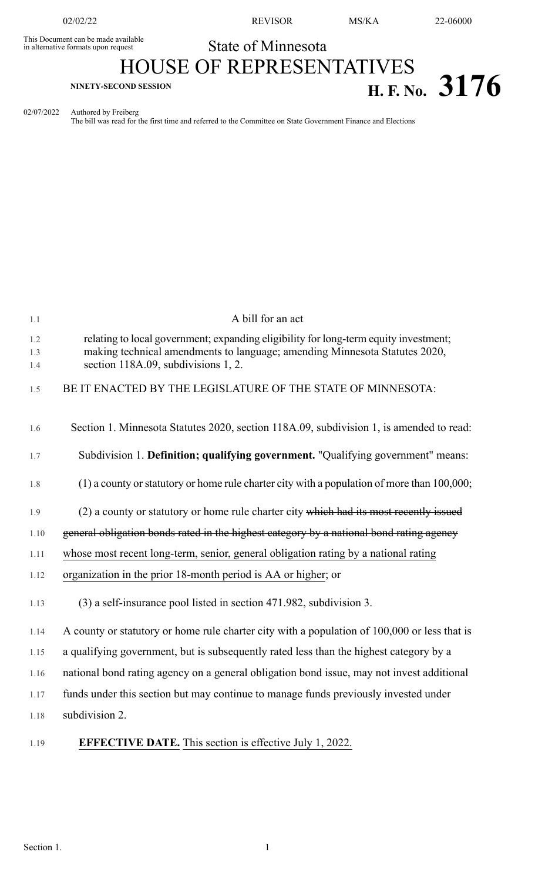This Document can be made available in alternative formats upon request

# State of Minnesota

# HOUSE OF REPRESENTATIVES

NINETY-SECOND SESSION

**H. F. No. 3176**

02/07/2022 Authored by Freiberg
The bill was read for the first time and referred to the Committee on State Government Finance and Elections

A bill for an act

relating to local government; expanding eligibility for long-term equity investment; making technical amendments to language; amending Minnesota Statutes 2020, section 118A.09, subdivisions 1, 2.

BE IT ENACTED BY THE LEGISLATURE OF THE STATE OF MINNESOTA:

Section 1. Minnesota Statutes 2020, section 118A.09, subdivision 1, is amended to read:

Subdivision 1. **Definition; qualifying government.** "Qualifying government" means:

(1) a county or statutory or home rule charter city with a population of more than 100,000;

(2) a county or statutory or home rule charter city ~~which had its most recently issued general obligation bonds rated in the highest category by a national bond rating agency~~ whose most recent long-term, senior, general obligation rating by a national rating organization in the prior 18-month period is AA or higher; or

(3) a self-insurance pool listed in section 471.982, subdivision 3.

A county or statutory or home rule charter city with a population of 100,000 or less that is a qualifying government, but is subsequently rated less than the highest category by a national bond rating agency on a general obligation bond issue, may not invest additional funds under this section but may continue to manage funds previously invested under subdivision 2.

**EFFECTIVE DATE.** This section is effective July 1, 2022.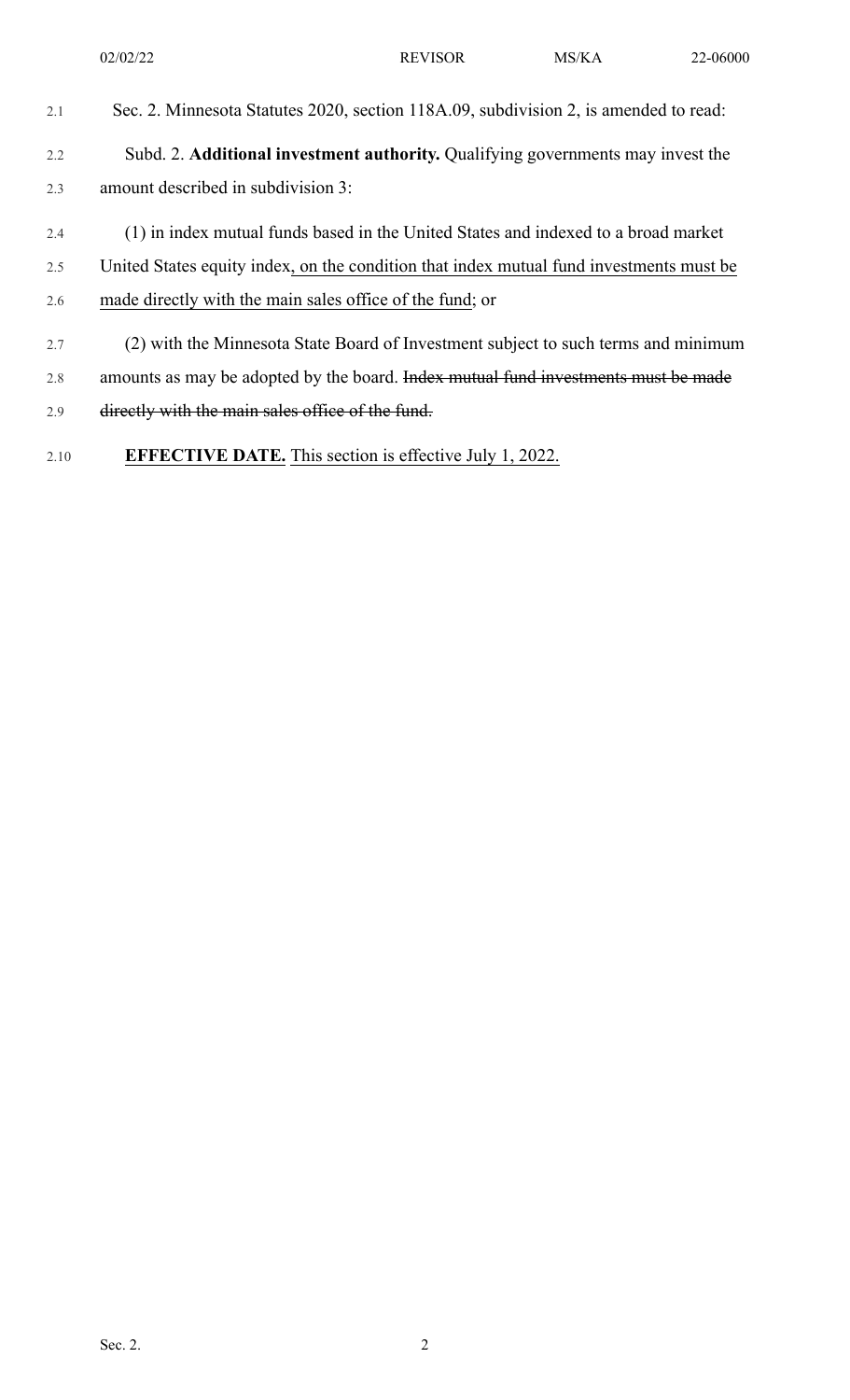Sec. 2. Minnesota Statutes 2020, section 118A.09, subdivision 2, is amended to read:

Subd. 2. **Additional investment authority.** Qualifying governments may invest the amount described in subdivision 3:

(1) in index mutual funds based in the United States and indexed to a broad market United States equity index, on the condition that index mutual fund investments must be made directly with the main sales office of the fund; or

(2) with the Minnesota State Board of Investment subject to such terms and minimum amounts as may be adopted by the board. ~~Index mutual fund investments must be made directly with the main sales office of the fund.~~

**EFFECTIVE DATE.** This section is effective July 1, 2022.